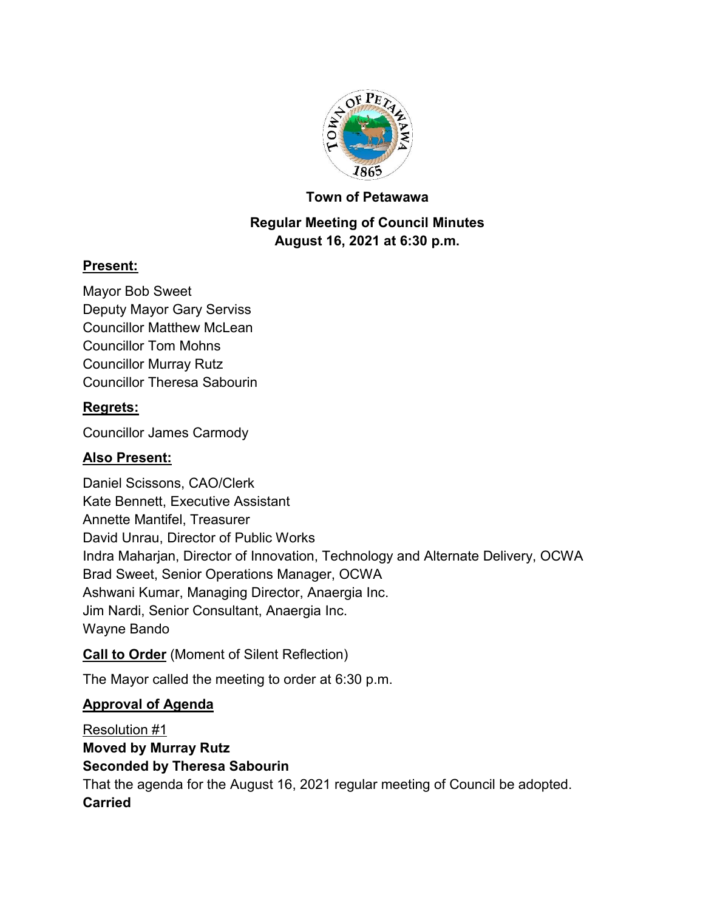**Town of Petawawa**

**Regular Meeting of Council Minutes**
**August 16, 2021 at 6:30 p.m.**

**Present:**

Mayor Bob Sweet
Deputy Mayor Gary Serviss
Councillor Matthew McLean
Councillor Tom Mohns
Councillor Murray Rutz
Councillor Theresa Sabourin

**Regrets:**

Councillor James Carmody

**Also Present:**

Daniel Scissons, CAO/Clerk
Kate Bennett, Executive Assistant
Annette Mantifel, Treasurer
David Unrau, Director of Public Works
Indra Maharjan, Director of Innovation, Technology and Alternate Delivery, OCWA
Brad Sweet, Senior Operations Manager, OCWA
Ashwani Kumar, Managing Director, Anaergia Inc.
Jim Nardi, Senior Consultant, Anaergia Inc.
Wayne Bando

**Call to Order** (Moment of Silent Reflection)

The Mayor called the meeting to order at 6:30 p.m.

**Approval of Agenda**

Resolution #1
**Moved by Murray Rutz**
**Seconded by Theresa Sabourin**
That the agenda for the August 16, 2021 regular meeting of Council be adopted.
**Carried**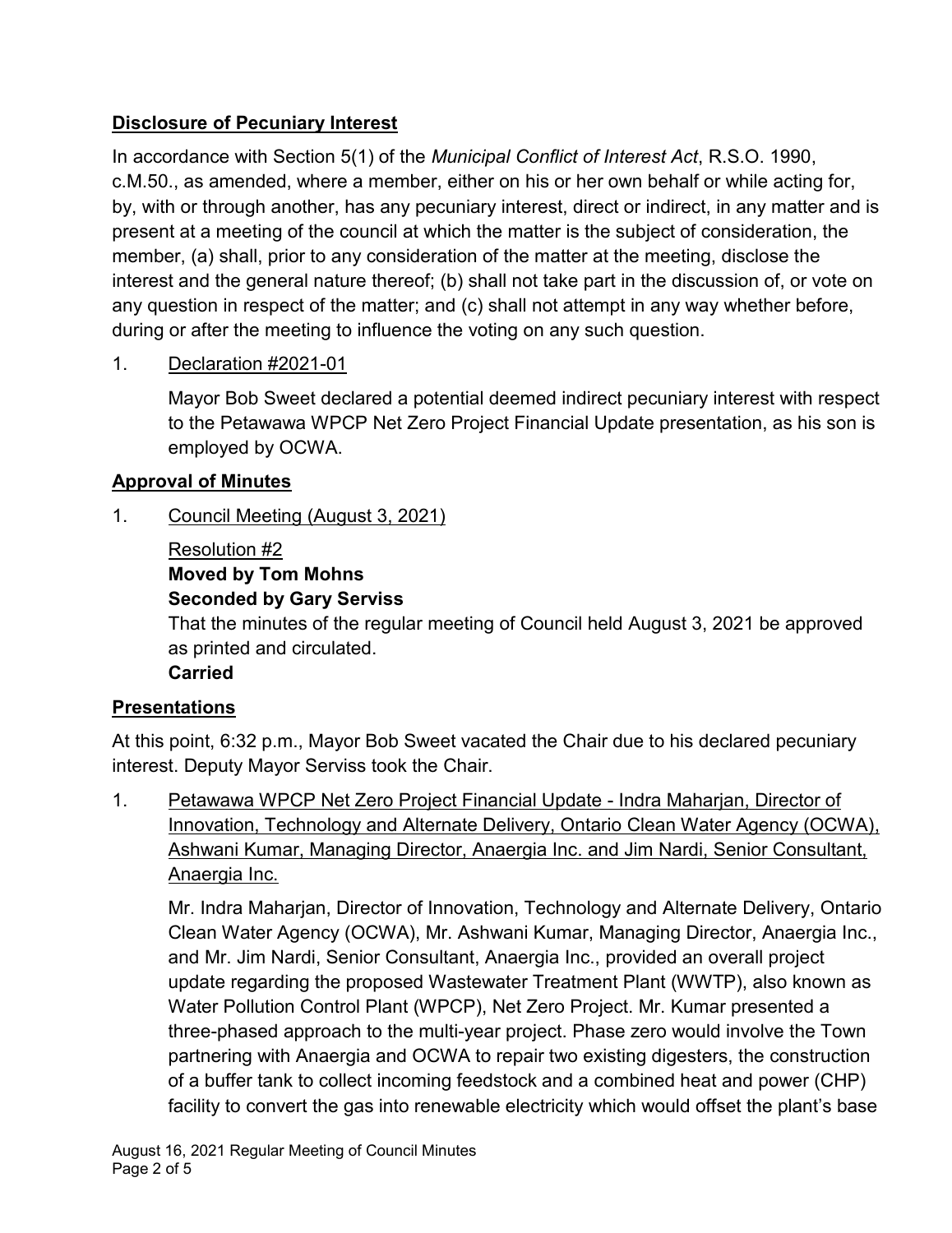## Disclosure of Pecuniary Interest

In accordance with Section 5(1) of the *Municipal Conflict of Interest Act*, R.S.O. 1990, c.M.50., as amended, where a member, either on his or her own behalf or while acting for, by, with or through another, has any pecuniary interest, direct or indirect, in any matter and is present at a meeting of the council at which the matter is the subject of consideration, the member, (a) shall, prior to any consideration of the matter at the meeting, disclose the interest and the general nature thereof; (b) shall not take part in the discussion of, or vote on any question in respect of the matter; and (c) shall not attempt in any way whether before, during or after the meeting to influence the voting on any such question.

1. Declaration #2021-01

   Mayor Bob Sweet declared a potential deemed indirect pecuniary interest with respect to the Petawawa WPCP Net Zero Project Financial Update presentation, as his son is employed by OCWA.

## Approval of Minutes

1. Council Meeting (August 3, 2021)

   Resolution #2
   **Moved by Tom Mohns**
   **Seconded by Gary Serviss**
   That the minutes of the regular meeting of Council held August 3, 2021 be approved as printed and circulated.
   **Carried**

## Presentations

At this point, 6:32 p.m., Mayor Bob Sweet vacated the Chair due to his declared pecuniary interest. Deputy Mayor Serviss took the Chair.

1. Petawawa WPCP Net Zero Project Financial Update - Indra Maharjan, Director of Innovation, Technology and Alternate Delivery, Ontario Clean Water Agency (OCWA), Ashwani Kumar, Managing Director, Anaergia Inc. and Jim Nardi, Senior Consultant, Anaergia Inc.

   Mr. Indra Maharjan, Director of Innovation, Technology and Alternate Delivery, Ontario Clean Water Agency (OCWA), Mr. Ashwani Kumar, Managing Director, Anaergia Inc., and Mr. Jim Nardi, Senior Consultant, Anaergia Inc., provided an overall project update regarding the proposed Wastewater Treatment Plant (WWTP), also known as Water Pollution Control Plant (WPCP), Net Zero Project. Mr. Kumar presented a three-phased approach to the multi-year project. Phase zero would involve the Town partnering with Anaergia and OCWA to repair two existing digesters, the construction of a buffer tank to collect incoming feedstock and a combined heat and power (CHP) facility to convert the gas into renewable electricity which would offset the plant's base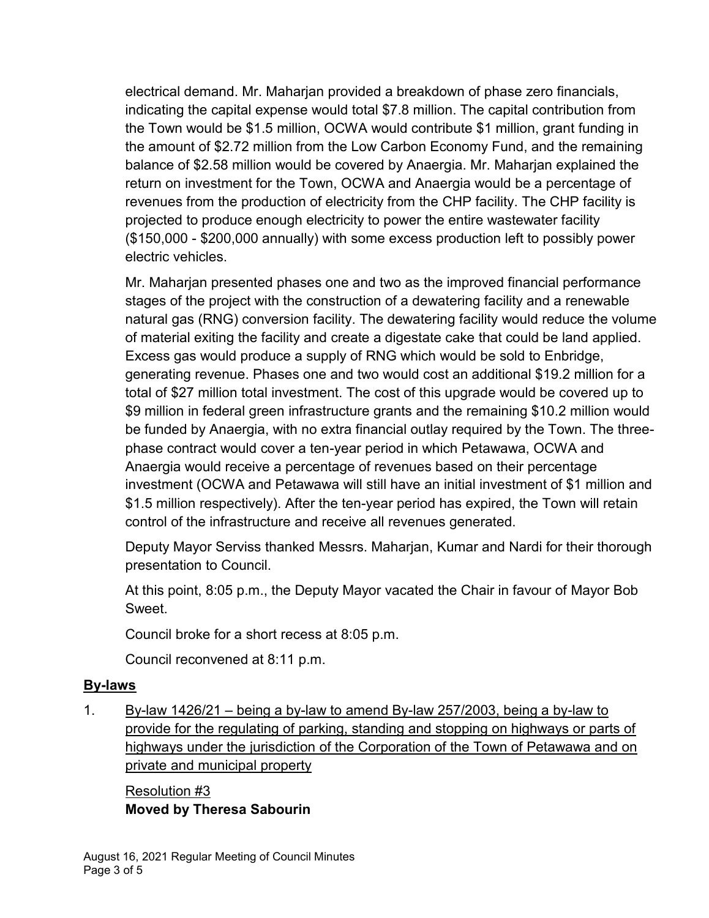electrical demand. Mr. Maharjan provided a breakdown of phase zero financials, indicating the capital expense would total $7.8 million. The capital contribution from the Town would be $1.5 million, OCWA would contribute $1 million, grant funding in the amount of $2.72 million from the Low Carbon Economy Fund, and the remaining balance of $2.58 million would be covered by Anaergia. Mr. Maharjan explained the return on investment for the Town, OCWA and Anaergia would be a percentage of revenues from the production of electricity from the CHP facility. The CHP facility is projected to produce enough electricity to power the entire wastewater facility ($150,000 - $200,000 annually) with some excess production left to possibly power electric vehicles.

Mr. Maharjan presented phases one and two as the improved financial performance stages of the project with the construction of a dewatering facility and a renewable natural gas (RNG) conversion facility. The dewatering facility would reduce the volume of material exiting the facility and create a digestate cake that could be land applied. Excess gas would produce a supply of RNG which would be sold to Enbridge, generating revenue. Phases one and two would cost an additional $19.2 million for a total of $27 million total investment. The cost of this upgrade would be covered up to $9 million in federal green infrastructure grants and the remaining $10.2 million would be funded by Anaergia, with no extra financial outlay required by the Town. The three-phase contract would cover a ten-year period in which Petawawa, OCWA and Anaergia would receive a percentage of revenues based on their percentage investment (OCWA and Petawawa will still have an initial investment of $1 million and $1.5 million respectively). After the ten-year period has expired, the Town will retain control of the infrastructure and receive all revenues generated.

Deputy Mayor Serviss thanked Messrs. Maharjan, Kumar and Nardi for their thorough presentation to Council.

At this point, 8:05 p.m., the Deputy Mayor vacated the Chair in favour of Mayor Bob Sweet.

Council broke for a short recess at 8:05 p.m.

Council reconvened at 8:11 p.m.

## By-laws

1. By-law 1426/21 – being a by-law to amend By-law 257/2003, being a by-law to provide for the regulating of parking, standing and stopping on highways or parts of highways under the jurisdiction of the Corporation of the Town of Petawawa and on private and municipal property

   Resolution #3
   **Moved by Theresa Sabourin**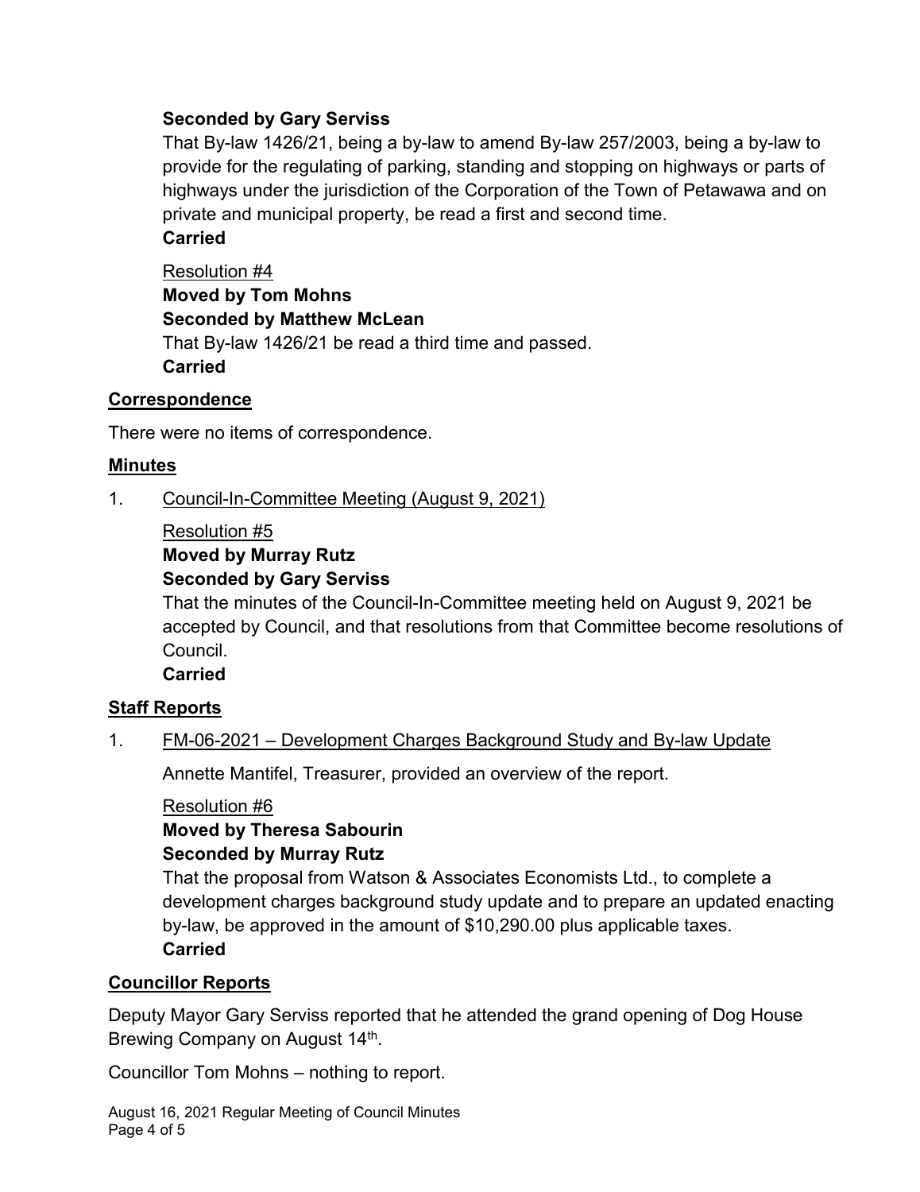**Seconded by Gary Serviss**

That By-law 1426/21, being a by-law to amend By-law 257/2003, being a by-law to provide for the regulating of parking, standing and stopping on highways or parts of highways under the jurisdiction of the Corporation of the Town of Petawawa and on private and municipal property, be read a first and second time.

**Carried**

Resolution #4

**Moved by Tom Mohns**

**Seconded by Matthew McLean**

That By-law 1426/21 be read a third time and passed.

**Carried**

## Correspondence

There were no items of correspondence.

## Minutes

1. Council-In-Committee Meeting (August 9, 2021)

Resolution #5

**Moved by Murray Rutz**

**Seconded by Gary Serviss**

That the minutes of the Council-In-Committee meeting held on August 9, 2021 be accepted by Council, and that resolutions from that Committee become resolutions of Council.

**Carried**

## Staff Reports

1. FM-06-2021 – Development Charges Background Study and By-law Update

Annette Mantifel, Treasurer, provided an overview of the report.

Resolution #6

**Moved by Theresa Sabourin**

**Seconded by Murray Rutz**

That the proposal from Watson & Associates Economists Ltd., to complete a development charges background study update and to prepare an updated enacting by-law, be approved in the amount of $10,290.00 plus applicable taxes.

**Carried**

## Councillor Reports

Deputy Mayor Gary Serviss reported that he attended the grand opening of Dog House Brewing Company on August 14th.

Councillor Tom Mohns – nothing to report.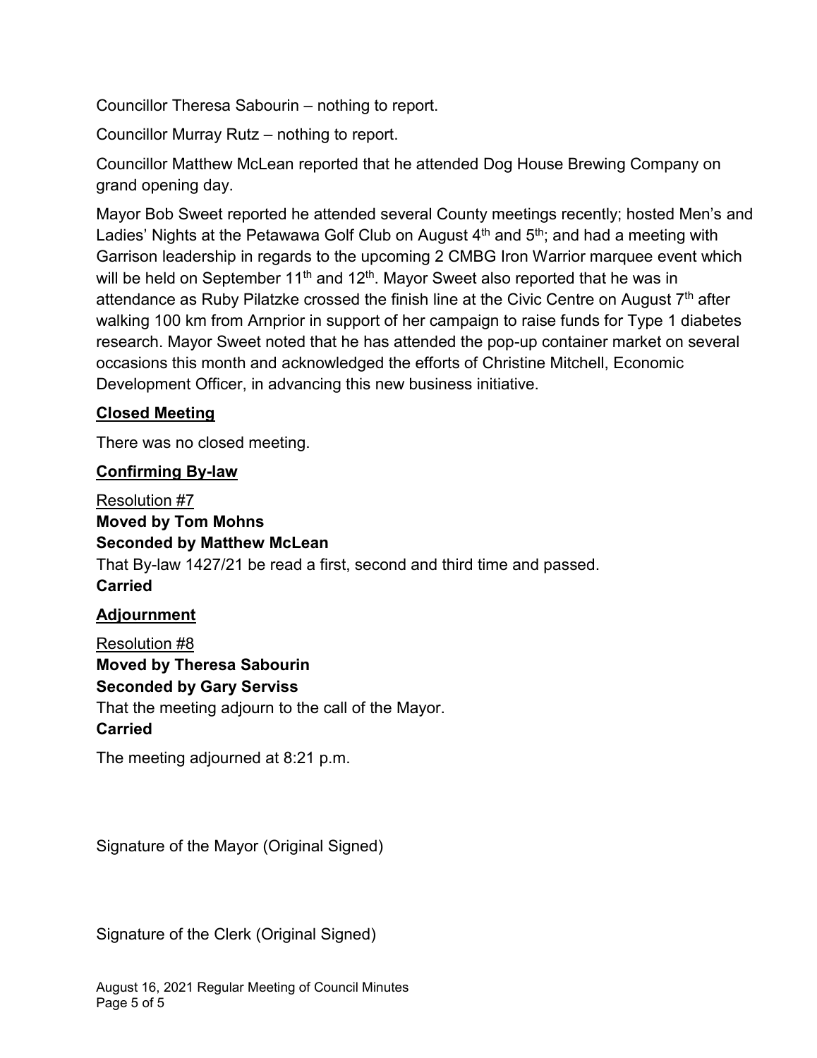Councillor Theresa Sabourin – nothing to report.

Councillor Murray Rutz – nothing to report.

Councillor Matthew McLean reported that he attended Dog House Brewing Company on grand opening day.

Mayor Bob Sweet reported he attended several County meetings recently; hosted Men's and Ladies' Nights at the Petawawa Golf Club on August 4th and 5th; and had a meeting with Garrison leadership in regards to the upcoming 2 CMBG Iron Warrior marquee event which will be held on September 11th and 12th. Mayor Sweet also reported that he was in attendance as Ruby Pilatzke crossed the finish line at the Civic Centre on August 7th after walking 100 km from Arnprior in support of her campaign to raise funds for Type 1 diabetes research. Mayor Sweet noted that he has attended the pop-up container market on several occasions this month and acknowledged the efforts of Christine Mitchell, Economic Development Officer, in advancing this new business initiative.

## Closed Meeting

There was no closed meeting.

## Confirming By-law

Resolution #7
**Moved by Tom Mohns**
**Seconded by Matthew McLean**
That By-law 1427/21 be read a first, second and third time and passed.
**Carried**

## Adjournment

Resolution #8
**Moved by Theresa Sabourin**
**Seconded by Gary Serviss**
That the meeting adjourn to the call of the Mayor.
**Carried**

The meeting adjourned at 8:21 p.m.

Signature of the Mayor (Original Signed)

Signature of the Clerk (Original Signed)